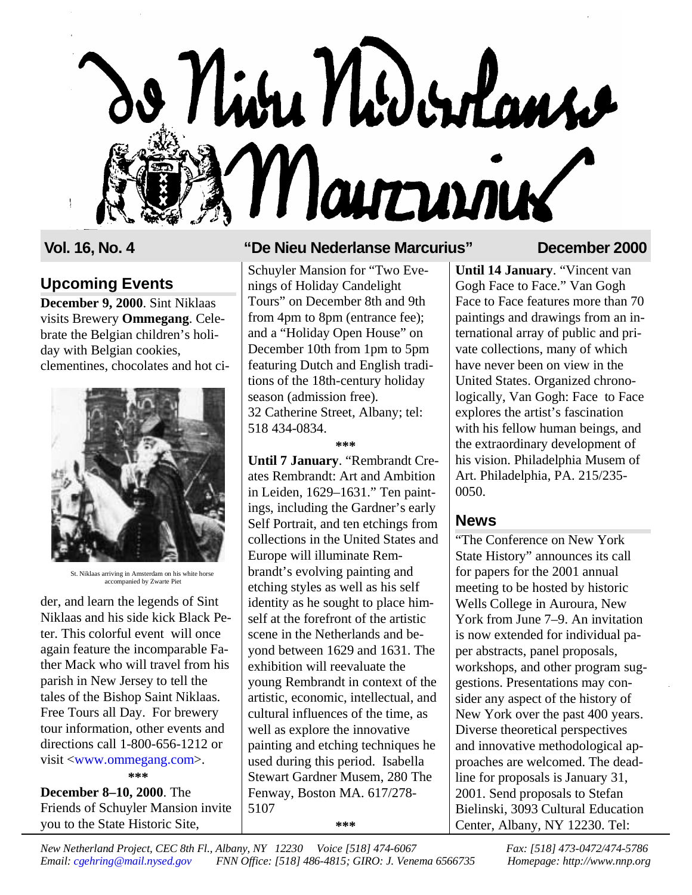# De Nieu Nederlanse Marcurius

**Vol. 16, No. 4** — **"De Nieu Nederlanse Marcurius"** — **December 2000**

## Upcoming Events

**December 9, 2000**. Sint Niklaas visits Brewery **Ommegang**. Celebrate the Belgian children's holiday with Belgian cookies, clementines, chocolates and hot cider, and learn the legends of Sint Niklaas and his side kick Black Peter. This colorful event will once again feature the incomparable Father Mack who will travel from his parish in New Jersey to tell the tales of the Bishop Saint Niklaas. Free Tours all Day. For brewery tour information, other events and directions call 1-800-656-1212 or visit <www.ommegang.com>.

St. Niklaas arriving in Amsterdam on his white horse accompanied by Zwarte Piet

***

**December 8–10, 2000**. The Friends of Schuyler Mansion invite you to the State Historic Site, Schuyler Mansion for "Two Evenings of Holiday Candelight Tours" on December 8th and 9th from 4pm to 8pm (entrance fee); and a "Holiday Open House" on December 10th from 1pm to 5pm featuring Dutch and English traditions of the 18th-century holiday season (admission free). 32 Catherine Street, Albany; tel: 518 434-0834.

***

**Until 7 January**. "Rembrandt Creates Rembrandt: Art and Ambition in Leiden, 1629–1631." Ten paintings, including the Gardner's early Self Portrait, and ten etchings from collections in the United States and Europe will illuminate Rembrandt's evolving painting and etching styles as well as his self identity as he sought to place himself at the forefront of the artistic scene in the Netherlands and beyond between 1629 and 1631. The exhibition will reevaluate the young Rembrandt in context of the artistic, economic, intellectual, and cultural influences of the time, as well as explore the innovative painting and etching techniques he used during this period. Isabella Stewart Gardner Musem, 280 The Fenway, Boston MA. 617/278-5107

***

**Until 14 January**. "Vincent van Gogh Face to Face." Van Gogh Face to Face features more than 70 paintings and drawings from an international array of public and private collections, many of which have never been on view in the United States. Organized chronologically, Van Gogh: Face to Face explores the artist's fascination with his fellow human beings, and the extraordinary development of his vision. Philadelphia Musem of Art. Philadelphia, PA. 215/235-0050.

## News

"The Conference on New York State History" announces its call for papers for the 2001 annual meeting to be hosted by historic Wells College in Auroura, New York from June 7–9. An invitation is now extended for individual paper abstracts, panel proposals, workshops, and other program suggestions. Presentations may consider any aspect of the history of New York over the past 400 years. Diverse theoretical perspectives and innovative methodological approaches are welcomed. The deadline for proposals is January 31, 2001. Send proposals to Stefan Bielinski, 3093 Cultural Education Center, Albany, NY 12230. Tel:

*New Netherland Project, CEC 8th Fl., Albany, NY 12230 Voice [518] 474-6067 Fax: [518] 473-0472/474-5786*
*Email: cgehring@mail.nysed.gov FNN Office: [518] 486-4815; GIRO: J. Venema 6566735 Homepage: http://www.nnp.org*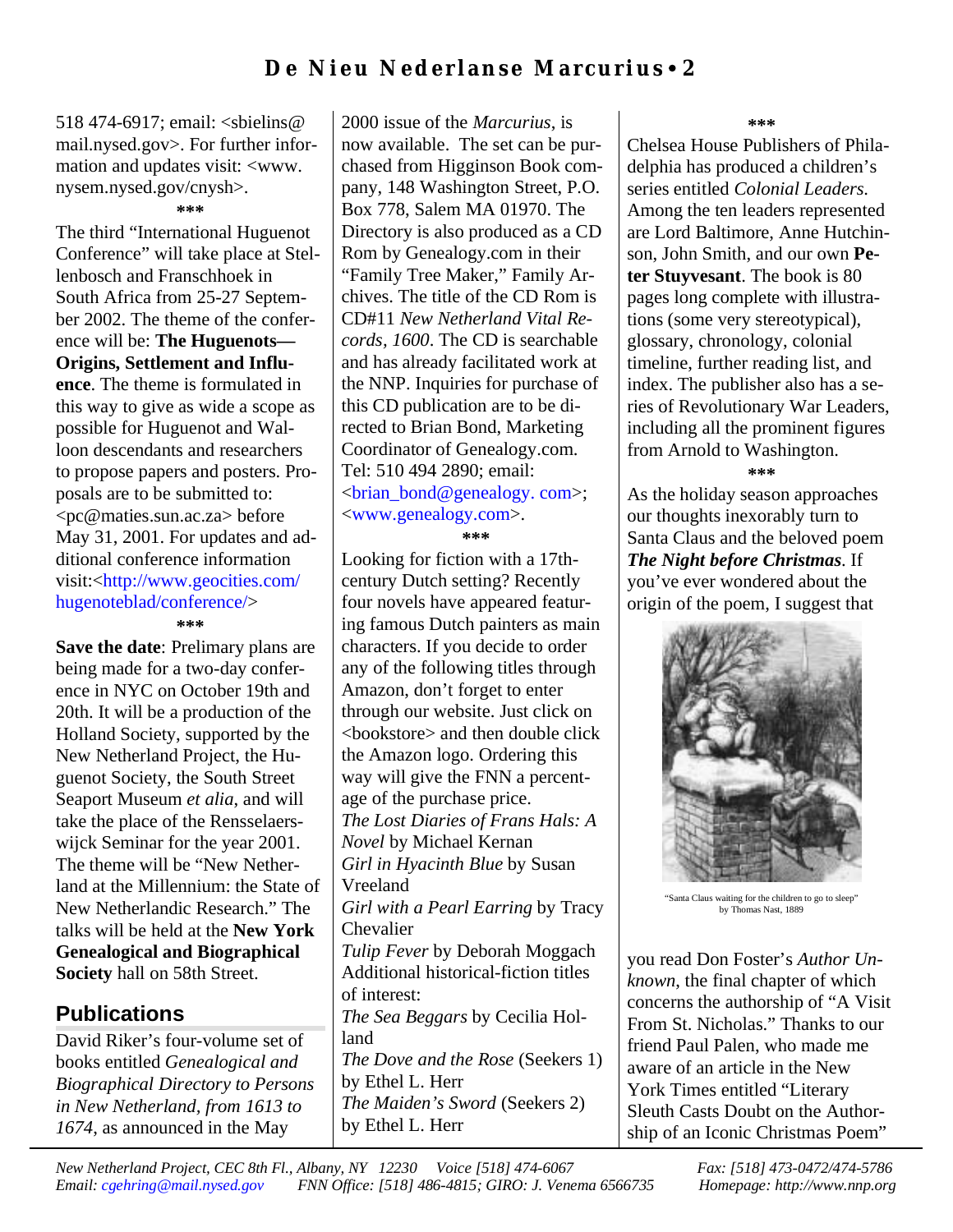518 474-6917; email: <sbielins@mail.nysed.gov>. For further information and updates visit: <www.nysem.nysed.gov/cnysh>.

***

The third "International Huguenot Conference" will take place at Stellenbosch and Franschhoek in South Africa from 25-27 September 2002. The theme of the conference will be: **The Huguenots—Origins, Settlement and Influence**. The theme is formulated in this way to give as wide a scope as possible for Huguenot and Walloon descendants and researchers to propose papers and posters. Proposals are to be submitted to: <pc@maties.sun.ac.za> before May 31, 2001. For updates and additional conference information visit:<http://www.geocities.com/hugenoteblad/conference/>

***

**Save the date**: Prelimary plans are being made for a two-day conference in NYC on October 19th and 20th. It will be a production of the Holland Society, supported by the New Netherland Project, the Huguenot Society, the South Street Seaport Museum *et alia*, and will take the place of the Rensselaerswijck Seminar for the year 2001. The theme will be "New Netherland at the Millennium: the State of New Netherlandic Research." The talks will be held at the **New York Genealogical and Biographical Society** hall on 58th Street.

## Publications

David Riker's four-volume set of books entitled *Genealogical and Biographical Directory to Persons in New Netherland, from 1613 to 1674*, as announced in the May 2000 issue of the *Marcurius*, is now available. The set can be purchased from Higginson Book company, 148 Washington Street, P.O. Box 778, Salem MA 01970. The Directory is also produced as a CD Rom by Genealogy.com in their "Family Tree Maker," Family Archives. The title of the CD Rom is CD#11 *New Netherland Vital Records, 1600*. The CD is searchable and has already facilitated work at the NNP. Inquiries for purchase of this CD publication are to be directed to Brian Bond, Marketing Coordinator of Genealogy.com. Tel: 510 494 2890; email: <brian_bond@genealogy. com>; <www.genealogy.com>.

***

Looking for fiction with a 17th-century Dutch setting? Recently four novels have appeared featuring famous Dutch painters as main characters. If you decide to order any of the following titles through Amazon, don't forget to enter through our website. Just click on <bookstore> and then double click the Amazon logo. Ordering this way will give the FNN a percentage of the purchase price.

*The Lost Diaries of Frans Hals: A Novel* by Michael Kernan
*Girl in Hyacinth Blue* by Susan Vreeland
*Girl with a Pearl Earring* by Tracy Chevalier
*Tulip Fever* by Deborah Moggach

Additional historical-fiction titles of interest:

*The Sea Beggars* by Cecilia Holland
*The Dove and the Rose* (Seekers 1) by Ethel L. Herr
*The Maiden's Sword* (Seekers 2) by Ethel L. Herr

***

Chelsea House Publishers of Philadelphia has produced a children's series entitled *Colonial Leaders*. Among the ten leaders represented are Lord Baltimore, Anne Hutchinson, John Smith, and our own **Peter Stuyvesant**. The book is 80 pages long complete with illustrations (some very stereotypical), glossary, chronology, colonial timeline, further reading list, and index. The publisher also has a series of Revolutionary War Leaders, including all the prominent figures from Arnold to Washington.

***

As the holiday season approaches our thoughts inexorably turn to Santa Claus and the beloved poem ***The Night before Christmas***. If you've ever wondered about the origin of the poem, I suggest that

"Santa Claus waiting for the children to go to sleep" by Thomas Nast, 1889

you read Don Foster's *Author Unknown*, the final chapter of which concerns the authorship of "A Visit From St. Nicholas." Thanks to our friend Paul Palen, who made me aware of an article in the New York Times entitled "Literary Sleuth Casts Doubt on the Authorship of an Iconic Christmas Poem"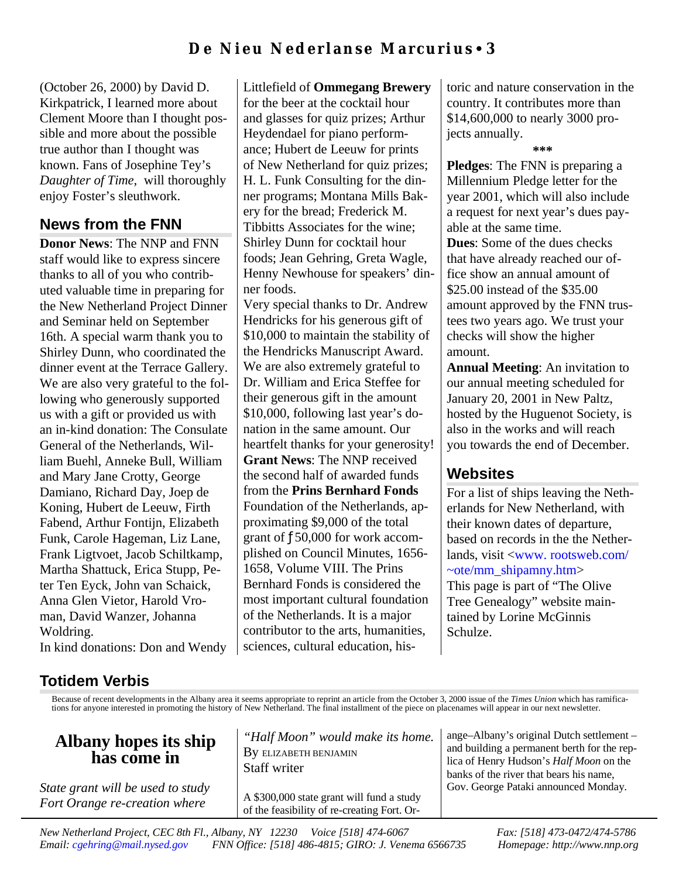(October 26, 2000) by David D. Kirkpatrick, I learned more about Clement Moore than I thought possible and more about the possible true author than I thought was known. Fans of Josephine Tey's *Daughter of Time*, will thoroughly enjoy Foster's sleuthwork.

## News from the FNN

**Donor News**: The NNP and FNN staff would like to express sincere thanks to all of you who contributed valuable time in preparing for the New Netherland Project Dinner and Seminar held on September 16th. A special warm thank you to Shirley Dunn, who coordinated the dinner event at the Terrace Gallery. We are also very grateful to the following who generously supported us with a gift or provided us with an in-kind donation: The Consulate General of the Netherlands, William Buehl, Anneke Bull, William and Mary Jane Crotty, George Damiano, Richard Day, Joep de Koning, Hubert de Leeuw, Firth Fabend, Arthur Fontijn, Elizabeth Funk, Carole Hageman, Liz Lane, Frank Ligtvoet, Jacob Schiltkamp, Martha Shattuck, Erica Stupp, Peter Ten Eyck, John van Schaick, Anna Glen Vietor, Harold Vroman, David Wanzer, Johanna Woldring.

In kind donations: Don and Wendy Littlefield of **Ommegang Brewery** for the beer at the cocktail hour and glasses for quiz prizes; Arthur Heydendael for piano performance; Hubert de Leeuw for prints of New Netherland for quiz prizes; H. L. Funk Consulting for the dinner programs; Montana Mills Bakery for the bread; Frederick M. Tibbitts Associates for the wine; Shirley Dunn for cocktail hour foods; Jean Gehring, Greta Wagle, Henny Newhouse for speakers' dinner foods.

Very special thanks to Dr. Andrew Hendricks for his generous gift of $10,000 to maintain the stability of the Hendricks Manuscript Award. We are also extremely grateful to Dr. William and Erica Steffee for their generous gift in the amount $10,000, following last year's donation in the same amount. Our heartfelt thanks for your generosity!

**Grant News**: The NNP received the second half of awarded funds from the **Prins Bernhard Fonds** Foundation of the Netherlands, approximating $9,000 of the total grant of ƒ50,000 for work accomplished on Council Minutes, 1656-1658, Volume VIII. The Prins Bernhard Fonds is considered the most important cultural foundation of the Netherlands. It is a major contributor to the arts, humanities, sciences, cultural education, historic and nature conservation in the country. It contributes more than $14,600,000 to nearly 3000 projects annually.

***

**Pledges**: The FNN is preparing a Millennium Pledge letter for the year 2001, which will also include a request for next year's dues payable at the same time.

**Dues**: Some of the dues checks that have already reached our office show an annual amount of $25.00 instead of the $35.00 amount approved by the FNN trustees two years ago. We trust your checks will show the higher amount.

**Annual Meeting**: An invitation to our annual meeting scheduled for January 20, 2001 in New Paltz, hosted by the Huguenot Society, is also in the works and will reach you towards the end of December.

## Websites

For a list of ships leaving the Netherlands for New Netherland, with their known dates of departure, based on records in the the Netherlands, visit <www. rootsweb.com/~ote/mm_shipamny.htm>

This page is part of "The Olive Tree Genealogy" website maintained by Lorine McGinnis Schulze.

## Totidem Verbis

Because of recent developments in the Albany area it seems appropriate to reprint an article from the October 3, 2000 issue of the *Times Union* which has ramifications for anyone interested in promoting the history of New Netherland. The final installment of the piece on placenames will appear in our next newsletter.

### Albany hopes its ship has come in

*State grant will be used to study Fort Orange re-creation where "Half Moon" would make its home.*

By ELIZABETH BENJAMIN
Staff writer

A $300,000 state grant will fund a study of the feasibility of re-creating Fort Orange–Albany's original Dutch settlement – and building a permanent berth for the replica of Henry Hudson's *Half Moon* on the banks of the river that bears his name, Gov. George Pataki announced Monday.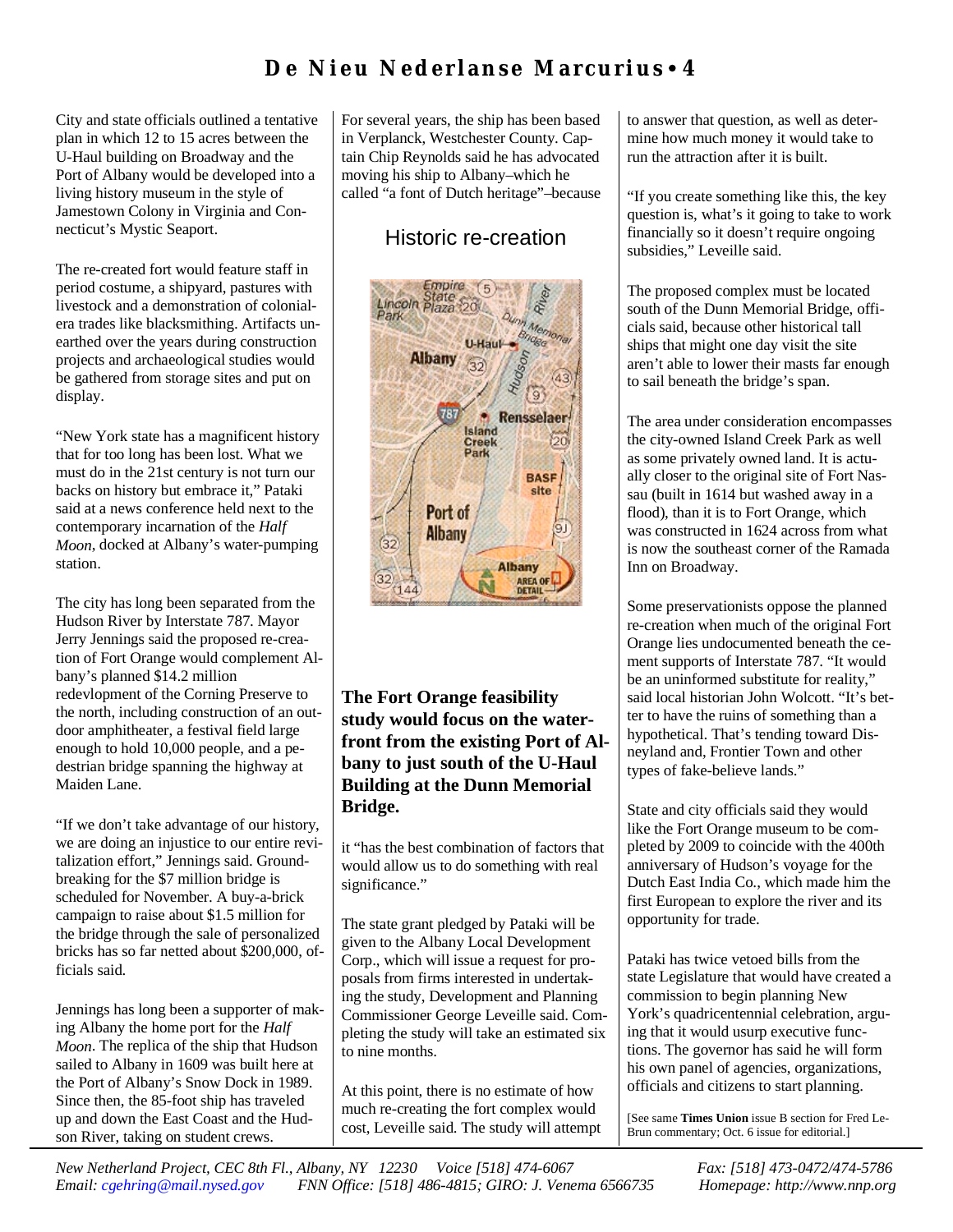City and state officials outlined a tentative plan in which 12 to 15 acres between the U-Haul building on Broadway and the Port of Albany would be developed into a living history museum in the style of Jamestown Colony in Virginia and Connecticut's Mystic Seaport.

The re-created fort would feature staff in period costume, a shipyard, pastures with livestock and a demonstration of colonial-era trades like blacksmithing. Artifacts unearthed over the years during construction projects and archaeological studies would be gathered from storage sites and put on display.

"New York state has a magnificent history that for too long has been lost. What we must do in the 21st century is not turn our backs on history but embrace it," Pataki said at a news conference held next to the contemporary incarnation of the *Half Moon*, docked at Albany's water-pumping station.

The city has long been separated from the Hudson River by Interstate 787. Mayor Jerry Jennings said the proposed re-creation of Fort Orange would complement Albany's planned $14.2 million redevlopment of the Corning Preserve to the north, including construction of an outdoor amphitheater, a festival field large enough to hold 10,000 people, and a pedestrian bridge spanning the highway at Maiden Lane.

"If we don't take advantage of our history, we are doing an injustice to our entire revitalization effort," Jennings said. Groundbreaking for the $7 million bridge is scheduled for November. A buy-a-brick campaign to raise about $1.5 million for the bridge through the sale of personalized bricks has so far netted about $200,000, officials said.

Jennings has long been a supporter of making Albany the home port for the *Half Moon*. The replica of the ship that Hudson sailed to Albany in 1609 was built here at the Port of Albany's Snow Dock in 1989. Since then, the 85-foot ship has traveled up and down the East Coast and the Hudson River, taking on student crews. For several years, the ship has been based in Verplanck, Westchester County. Captain Chip Reynolds said he has advocated moving his ship to Albany–which he called "a font of Dutch heritage"–because it "has the best combination of factors that would allow us to do something with real significance."

## Historic re-creation

Empire State Plaza
Lincoln Park
5
20
Hudson River
Dunn Memorial Bridge
U-Haul
Albany
32
43
9
787
Rensselaer
Island Creek Park
20
BASF site
Port of Albany
9J
32
32
144
Albany
N
AREA OF DETAIL

**The Fort Orange feasibility study would focus on the waterfront from the existing Port of Albany to just south of the U-Haul Building at the Dunn Memorial Bridge.**

The state grant pledged by Pataki will be given to the Albany Local Development Corp., which will issue a request for proposals from firms interested in undertaking the study, Development and Planning Commissioner George Leveille said. Completing the study will take an estimated six to nine months.

At this point, there is no estimate of how much re-creating the fort complex would cost, Leveille said. The study will attempt to answer that question, as well as determine how much money it would take to run the attraction after it is built.

"If you create something like this, the key question is, what's it going to take to work financially so it doesn't require ongoing subsidies," Leveille said.

The proposed complex must be located south of the Dunn Memorial Bridge, officials said, because other historical tall ships that might one day visit the site aren't able to lower their masts far enough to sail beneath the bridge's span.

The area under consideration encompasses the city-owned Island Creek Park as well as some privately owned land. It is actually closer to the original site of Fort Nassau (built in 1614 but washed away in a flood), than it is to Fort Orange, which was constructed in 1624 across from what is now the southeast corner of the Ramada Inn on Broadway.

Some preservationists oppose the planned re-creation when much of the original Fort Orange lies undocumented beneath the cement supports of Interstate 787. "It would be an uninformed substitute for reality," said local historian John Wolcott. "It's better to have the ruins of something than a hypothetical. That's tending toward Disneyland and, Frontier Town and other types of fake-believe lands."

State and city officials said they would like the Fort Orange museum to be completed by 2009 to coincide with the 400th anniversary of Hudson's voyage for the Dutch East India Co., which made him the first European to explore the river and its opportunity for trade.

Pataki has twice vetoed bills from the state Legislature that would have created a commission to begin planning New York's quadricentennial celebration, arguing that it would usurp executive functions. The governor has said he will form his own panel of agencies, organizations, officials and citizens to start planning.

[See same **Times Union** issue B section for Fred LeBrun commentary; Oct. 6 issue for editorial.]